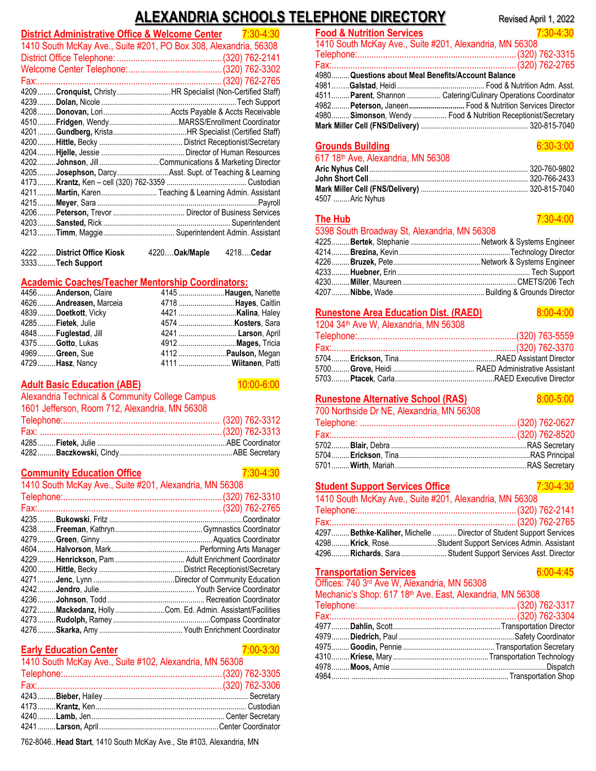# ALEXANDRIA SCHOOLS TELEPHONE DIRECTORY

Revised April 1, 2022

## District Administrative Office & Welcome Center — 7:30-4:30

1410 South McKay Ave., Suite #201, PO Box 308, Alexandria, 56308

District Office Telephone: (320) 762-2141
Welcome Center Telephone: (320) 762-3302
Fax: (320) 762-2765

- 4209 **Cronquist,** Christy — HR Specialist (Non-Certified Staff)
- 4239 **Dolan,** Nicole — Tech Support
- 4208 **Donovan,** Lori — Accts Payable & Accts Receivable
- 4510 **Fridgen,** Wendy — MARSS/Enrollment Coordinator
- 4201 **Gundberg,** Krista — HR Specialist (Certified Staff)
- 4200 **Hittle,** Becky — District Receptionist/Secretary
- 4204 **Hjelle,** Jessie — Director of Human Resources
- 4202 **Johnson,** Jill — Communications & Marketing Director
- 4205 **Josephson,** Darcy — Asst. Supt. of Teaching & Learning
- 4173 **Krantz,** Ken – cell (320) 762-3359 — Custodian
- 4211 **Martin,** Karen — Teaching & Learning Admin. Assistant
- 4215 **Meyer,** Sara — Payroll
- 4206 **Peterson,** Trevor — Director of Business Services
- 4203 **Sansted,** Rick — Superintendent
- 4213 **Timm,** Maggie — Superintendent Admin. Assistant

4222 **District Office Kiosk** — 4220 **Oak/Maple** — 4218 **Cedar**
3333 **Tech Support**

## Academic Coaches/Teacher Mentorship Coordinators:

- 4456 **Anderson,** Claire
- 4626 **Andreasen,** Marceia
- 4839 **Doetkott,** Vicky
- 4285 **Fietek,** Julie
- 4848 **Fuglestad,** Jill
- 4375 **Gotto,** Lukas
- 4969 **Green,** Sue
- 4729 **Hasz,** Nancy
- 4145 **Haugen,** Nanette
- 4718 **Hayes,** Caitlin
- 4421 **Kalina,** Haley
- 4574 **Kosters,** Sara
- 4241 **Larson,** April
- 4912 **Mages,** Tricia
- 4112 **Paulson,** Megan
- 4111 **Wiitanen,** Patti

## Adult Basic Education (ABE) — 10:00-6:00

Alexandria Technical & Community College Campus
1601 Jefferson, Room 712, Alexandria, MN 56308

Telephone: (320) 762-3312
Fax: (320) 762-3313

- 4285 **Fietek,** Julie — ABE Coordinator
- 4282 **Baczkowski,** Cindy — ABE Secretary

## Community Education Office — 7:30-4:30

1410 South McKay Ave., Suite #201, Alexandria, MN 56308

Telephone: (320) 762-3310
Fax: (320) 762-2765

- 4235 **Bukowski,** Fritz — Coordinator
- 4238 **Freeman,** Kathryn — Gymnastics Coordinator
- 4279 **Green,** Ginny — Aquatics Coordinator
- 4604 **Halvorson,** Mark — Performing Arts Manager
- 4229 **Henrickson,** Pam — Adult Enrichment Coordinator
- 4200 **Hittle,** Becky — District Receptionist/Secretary
- 4271 **Jenc,** Lynn — Director of Community Education
- 4242 **Jendro,** Julie — Youth Service Coordinator
- 4236 **Johnson,** Todd — Recreation Coordinator
- 4272 **Mackedanz,** Holly — Com. Ed. Admin. Assistant/Facilities
- 4273 **Rudolph,** Ramey — Compass Coordinator
- 4276 **Skarka,** Amy — Youth Enrichment Coordinator

## Early Education Center — 7:00-3:30

1410 South McKay Ave., Suite #102, Alexandria, MN 56308

Telephone: (320) 762-3305
Fax: (320) 762-3306

- 4243 **Bieber,** Hailey — Secretary
- 4173 **Krantz,** Ken — Custodian
- 4240 **Lamb,** Jen — Center Secretary
- 4241 **Larson,** April — Center Coordinator

762-8046 **Head Start**, 1410 South McKay Ave., Ste #103, Alexandria, MN

## Food & Nutrition Services — 7:30-4:30

1410 South McKay Ave., Suite #201, Alexandria, MN 56308

Telephone: (320) 762-3315
Fax: (320) 762-2765

- 4980 **Questions about Meal Benefits/Account Balance**
- 4981 **Galstad,** Heidi — Food & Nutrition Adm. Asst.
- 4511 **Parent,** Shannon — Catering/Culinary Operations Coordinator
- 4982 **Peterson,** Janeen — Food & Nutrition Services Director
- 4980 **Simonson,** Wendy — Food & Nutrition Receptionist/Secretary
- **Mark Miller Cell (FNS/Delivery)** — 320-815-7040

## Grounds Building — 6:30-3:00

617 18th Ave, Alexandria, MN 56308

- **Aric Nyhus Cell** — 320-760-9802
- **John Short Cell** — 320-766-2433
- **Mark Miller Cell (FNS/Delivery)** — 320-815-7040
- 4507 Aric Nyhus

## The Hub — 7:30-4:00

5398 South Broadway St, Alexandria, MN 56308

- 4225 **Bertek,** Stephanie — Network & Systems Engineer
- 4214 **Brezina,** Kevin — Technology Director
- 4226 **Bruzek,** Pete — Network & Systems Engineer
- 4233 **Huebner,** Erin — Tech Support
- 4230 **Miller,** Maureen — CMETS/206 Tech
- 4207 **Nibbe,** Wade — Building & Grounds Director

## Runestone Area Education Dist. (RAED) — 8:00-4:00

1204 34th Ave W, Alexandria, MN 56308

Telephone: (320) 763-5559
Fax: (320) 762-3370

- 5704 **Erickson,** Tina — RAED Assistant Director
- 5700 **Grove,** Heidi — RAED Administrative Assistant
- 5703 **Ptacek,** Carla — RAED Executive Director

## Runestone Alternative School (RAS) — 8:00-5:00

700 Northside Dr NE, Alexandria, MN 56308

Telephone: (320) 762-0627
Fax: (320) 762-8520

- 5702 **Blair,** Debra — RAS Secretary
- 5704 **Erickson,** Tina — RAS Principal
- 5701 **Wirth,** Mariah — RAS Secretary

## Student Support Services Office — 7:30-4:30

1410 South McKay Ave., Suite #201, Alexandria, MN 56308

Telephone: (320) 762-2141
Fax: (320) 762-2765

- 4297 **Bethke-Kaliher,** Michelle — Director of Student Support Services
- 4298 **Krick,** Rose — Student Support Services Admin. Assistant
- 4296 **Richards,** Sara — Student Support Services Asst. Director

## Transportation Services — 6:00-4:45

Offices: 740 3rd Ave W, Alexandria, MN 56308
Mechanic's Shop: 617 18th Ave. East, Alexandria, MN 56308

Telephone: (320) 762-3317
Fax: (320) 762-3304

- 4977 **Dahlin,** Scott — Transportation Director
- 4979 **Diedrich,** Paul — Safety Coordinator
- 4975 **Goodin,** Pennie — Transportation Secretary
- 4310 **Kriese,** Mary — Transportation Technology
- 4978 **Moos,** Amie — Dispatch
- 4984 — Transportation Shop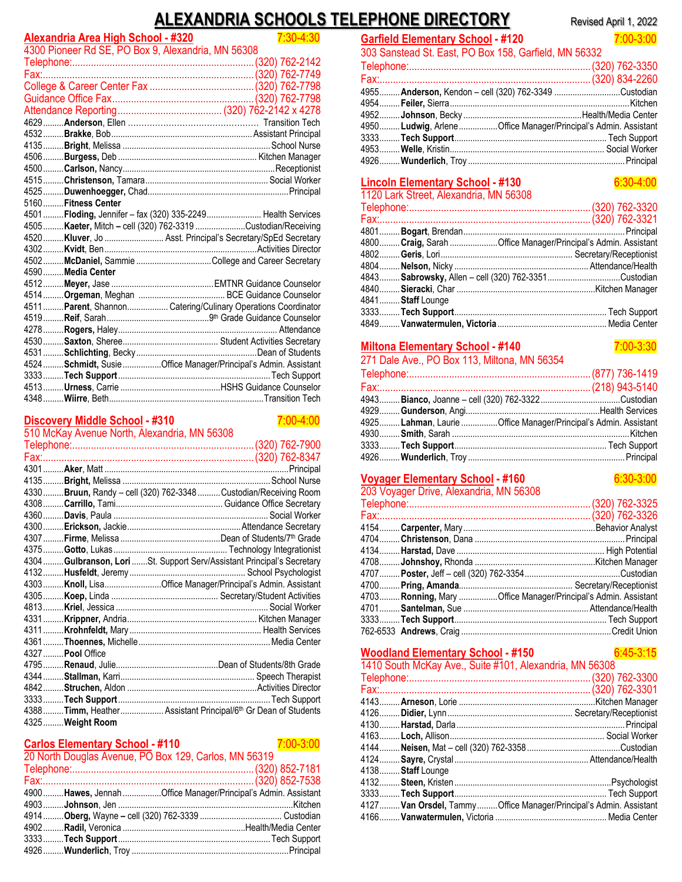# ALEXANDRIA SCHOOLS TELEPHONE DIRECTORY

Revised April 1, 2022

## Alexandria Area High School - #320

7:30-4:30

4300 Pioneer Rd SE, PO Box 9, Alexandria, MN 56308

Telephone: (320) 762-2142
Fax: (320) 762-7749
College & Career Center Fax (320) 762-7798
Guidance Office Fax (320) 762-7798
Attendance Reporting (320) 762-2142 x 4278

| | | |
|---|---|---|
| 4629 | **Anderson**, Ellen | Transition Tech |
| 4532 | **Brakke**, Bob | Assistant Principal |
| 4135 | **Bright**, Melissa | School Nurse |
| 4506 | **Burgess**, Deb | Kitchen Manager |
| 4500 | **Carlson**, Nancy | Receptionist |
| 4515 | **Christenson**, Tamara | Social Worker |
| 4525 | **Duwenhoegger**, Chad | Principal |
| 5160 | **Fitness Center** | |
| 4501 | **Floding**, Jennifer – fax (320) 335-2249 | Health Services |
| 4505 | **Kaeter**, Mitch – cell (320) 762-3319 | Custodian/Receiving |
| 4520 | **Kluver**, Jo | Asst. Principal's Secretary/SpEd Secretary |
| 4302 | **Kvidt**, Ben | Activities Director |
| 4502 | **McDaniel**, Sammie | College and Career Secretary |
| 4590 | **Media Center** | |
| 4512 | **Meyer**, Jase | EMTNR Guidance Counselor |
| 4514 | **Orgeman**, Meghan | BCE Guidance Counselor |
| 4511 | **Parent**, Shannon | Catering/Culinary Operations Coordinator |
| 4519 | **Reif**, Sarah | 9th Grade Guidance Counselor |
| 4278 | **Rogers**, Haley | Attendance |
| 4530 | **Saxton**, Sheree | Student Activities Secretary |
| 4531 | **Schlichting**, Becky | Dean of Students |
| 4524 | **Schmidt**, Susie | Office Manager/Principal's Admin. Assistant |
| 3333 | **Tech Support** | Tech Support |
| 4513 | **Urness**, Carrie | HSHS Guidance Counselor |
| 4348 | **Wiirre**, Beth | Transition Tech |

## Discovery Middle School - #310

7:00-4:00

510 McKay Avenue North, Alexandria, MN 56308

Telephone: (320) 762-7900
Fax: (320) 762-8347

| | | |
|---|---|---|
| 4301 | **Aker**, Matt | Principal |
| 4135 | **Bright**, Melissa | School Nurse |
| 4330 | **Bruun**, Randy – cell (320) 762-3348 | Custodian/Receiving Room |
| 4308 | **Carrillo**, Tami | Guidance Office Secretary |
| 4360 | **Davis**, Paula | Social Worker |
| 4300 | **Erickson**, Jackie | Attendance Secretary |
| 4307 | **Firme**, Melissa | Dean of Students/7th Grade |
| 4375 | **Gotto**, Lukas | Technology Integrationist |
| 4304 | **Gulbranson, Lori** | St. Support Serv/Assistant Principal's Secretary |
| 4132 | **Husfeldt**, Jeremy | School Psychologist |
| 4303 | **Knoll**, Lisa | Office Manager/Principal's Admin. Assistant |
| 4305 | **Koep**, Linda | Secretary/Student Activities |
| 4813 | **Kriel**, Jessica | Social Worker |
| 4331 | **Krippner**, Andria | Kitchen Manager |
| 4311 | **Krohnfeldt**, Mary | Health Services |
| 4361 | **Thoennes**, Michelle | Media Center |
| 4327 | **Pool** Office | |
| 4795 | **Renaud**, Julie | Dean of Students/8th Grade |
| 4344 | **Stallman**, Karri | Speech Therapist |
| 4842 | **Struchen**, Aldon | Activities Director |
| 3333 | **Tech Support** | Tech Support |
| 4388 | **Timm**, Heather | Assistant Principal/6th Gr Dean of Students |
| 4325 | **Weight Room** | |

## Carlos Elementary School - #110

7:00-3:00

20 North Douglas Avenue, PO Box 129, Carlos, MN 56319

Telephone: (320) 852-7181
Fax: (320) 852-7538

| | | |
|---|---|---|
| 4900 | **Hawes**, Jennah | Office Manager/Principal's Admin. Assistant |
| 4903 | **Johnson**, Jen | Kitchen |
| 4914 | **Oberg**, Wayne – cell (320) 762-3339 | Custodian |
| 4902 | **Radil**, Veronica | Health/Media Center |
| 3333 | **Tech Support** | Tech Support |
| 4926 | **Wunderlich**, Troy | Principal |

## Garfield Elementary School - #120

7:00-3:00

303 Sanstead St. East, PO Box 158, Garfield, MN 56332

Telephone: (320) 762-3350
Fax: (320) 834-2260

| | | |
|---|---|---|
| 4955 | **Anderson**, Kendon – cell (320) 762-3349 | Custodian |
| 4954 | **Feiler**, Sierra | Kitchen |
| 4952 | **Johnson**, Becky | Health/Media Center |
| 4950 | **Ludwig**, Arlene | Office Manager/Principal's Admin. Assistant |
| 3333 | **Tech Support** | Tech Support |
| 4953 | **Welle**, Kristin | Social Worker |
| 4926 | **Wunderlich**, Troy | Principal |

## Lincoln Elementary School - #130

6:30-4:00

1120 Lark Street, Alexandria, MN 56308

Telephone: (320) 762-3320
Fax: (320) 762-3321

| | | |
|---|---|---|
| 4801 | **Bogart**, Brendan | Principal |
| 4800 | **Craig**, Sarah | Office Manager/Principal's Admin. Assistant |
| 4802 | **Geris**, Lori | Secretary/Receptionist |
| 4804 | **Nelson**, Nicky | Attendance/Health |
| 4843 | **Sabrowsky**, Allen – cell (320) 762-3351 | Custodian |
| 4840 | **Sieracki**, Char | Kitchen Manager |
| 4841 | **Staff** Lounge | |
| 3333 | **Tech Support** | Tech Support |
| 4849 | **Vanwatermulen, Victoria** | Media Center |

## Miltona Elementary School - #140

7:00-3:30

271 Dale Ave., PO Box 113, Miltona, MN 56354

Telephone: (877) 736-1419
Fax: (218) 943-5140

| | | |
|---|---|---|
| 4943 | **Bianco**, Joanne – cell (320) 762-3322 | Custodian |
| 4929 | **Gunderson**, Angi | Health Services |
| 4925 | **Lahman**, Laurie | Office Manager/Principal's Admin. Assistant |
| 4930 | **Smith**, Sarah | Kitchen |
| 3333 | **Tech Support** | Tech Support |
| 4926 | **Wunderlich**, Troy | Principal |

## Voyager Elementary School - #160

6:30-3:00

203 Voyager Drive, Alexandria, MN 56308

Telephone: (320) 762-3325
Fax: (320) 762-3326

| | | |
|---|---|---|
| 4154 | **Carpenter**, Mary | Behavior Analyst |
| 4704 | **Christenson**, Dana | Principal |
| 4134 | **Harstad**, Dave | High Potential |
| 4708 | **Johnshoy**, Rhonda | Kitchen Manager |
| 4707 | **Poster**, Jeff – cell (320) 762-3354 | Custodian |
| 4700 | **Pring, Amanda** | Secretary/Receptionist |
| 4703 | **Ronning**, Mary | Office Manager/Principal's Admin. Assistant |
| 4701 | **Santelman**, Sue | Attendance/Health |
| 3333 | **Tech Support** | Tech Support |
| 762-6533 | **Andrews**, Craig | Credit Union |

## Woodland Elementary School - #150

6:45-3:15

1410 South McKay Ave., Suite #101, Alexandria, MN 56308

Telephone: (320) 762-3300
Fax: (320) 762-3301

| | | |
|---|---|---|
| 4143 | **Arneson**, Lorie | Kitchen Manager |
| 4126 | **Didier**, Lynn | Secretary/Receptionist |
| 4130 | **Harstad**, Darla | Principal |
| 4163 | **Loch**, Allison | Social Worker |
| 4144 | **Neisen**, Mat – cell (320) 762-3358 | Custodian |
| 4124 | **Sayre**, Crystal | Attendance/Health |
| 4138 | **Staff** Lounge | |
| 4132 | **Steen**, Kristen | Psychologist |
| 3333 | **Tech Support** | Tech Support |
| 4127 | **Van Orsdel**, Tammy | Office Manager/Principal's Admin. Assistant |
| 4166 | **Vanwatermulen**, Victoria | Media Center |